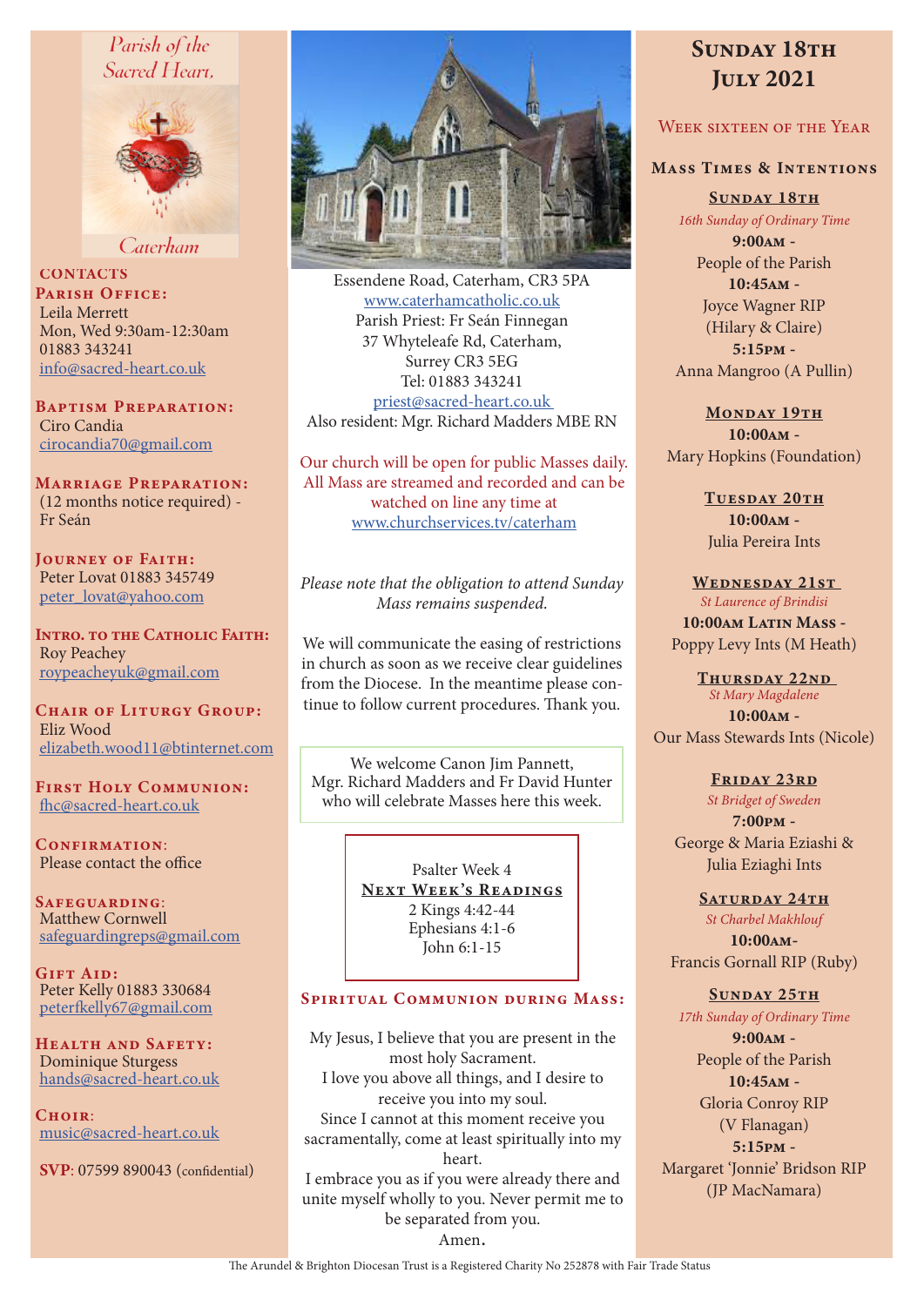Parish of the Sacred Heart, Caterham

**CONTACTS**

**Parish Office:**
Leila Merrett
Mon, Wed 9:30am-12:30am
01883 343241
info@sacred-heart.co.uk

**Baptism Preparation:**
Ciro Candia
cirocandia70@gmail.com

**Marriage Preparation:**
(12 months notice required) - Fr Seán

**Journey of Faith:**
Peter Lovat 01883 345749
peter_lovat@yahoo.com

**Intro. to the Catholic Faith:**
Roy Peachey
roypeacheyuk@gmail.com

**Chair of Liturgy Group:**
Eliz Wood
elizabeth.wood11@btinternet.com

**First Holy Communion:**
fhc@sacred-heart.co.uk

**Confirmation:**
Please contact the office

**Safeguarding:**
Matthew Cornwell
safeguardingreps@gmail.com

**Gift Aid:**
Peter Kelly 01883 330684
peterfkelly67@gmail.com

**Health and Safety:**
Dominique Sturgess
hands@sacred-heart.co.uk

**Choir:**
music@sacred-heart.co.uk

**SVP**: 07599 890043 (confidential)

Essendene Road, Caterham, CR3 5PA
www.caterhamcatholic.co.uk
Parish Priest: Fr Seán Finnegan
37 Whyteleafe Rd, Caterham,
Surrey CR3 5EG
Tel: 01883 343241
priest@sacred-heart.co.uk
Also resident: Mgr. Richard Madders MBE RN

Our church will be open for public Masses daily. All Mass are streamed and recorded and can be watched on line any time at www.churchservices.tv/caterham

*Please note that the obligation to attend Sunday Mass remains suspended.*

We will communicate the easing of restrictions in church as soon as we receive clear guidelines from the Diocese. In the meantime please continue to follow current procedures. Thank you.

We welcome Canon Jim Pannett, Mgr. Richard Madders and Fr David Hunter who will celebrate Masses here this week.

Psalter Week 4
**Next Week's Readings**
2 Kings 4:42-44
Ephesians 4:1-6
John 6:1-15

## Spiritual Communion during Mass:

My Jesus, I believe that you are present in the most holy Sacrament.
I love you above all things, and I desire to receive you into my soul.
Since I cannot at this moment receive you sacramentally, come at least spiritually into my heart.
I embrace you as if you were already there and unite myself wholly to you. Never permit me to be separated from you.
Amen.

# Sunday 18th July 2021

## Week sixteen of the Year

### Mass Times & Intentions

**Sunday 18th**
*16th Sunday of Ordinary Time*
**9:00am** - People of the Parish
**10:45am** - Joyce Wagner RIP (Hilary & Claire)
**5:15pm** - Anna Mangroo (A Pullin)

**Monday 19th**
**10:00am** - Mary Hopkins (Foundation)

**Tuesday 20th**
**10:00am** - Julia Pereira Ints

**Wednesday 21st**
*St Laurence of Brindisi*
**10:00am Latin Mass** - Poppy Levy Ints (M Heath)

**Thursday 22nd**
*St Mary Magdalene*
**10:00am** - Our Mass Stewards Ints (Nicole)

**Friday 23rd**
*St Bridget of Sweden*
**7:00pm** - George & Maria Eziashi & Julia Eziaghi Ints

**Saturday 24th**
*St Charbel Makhlouf*
**10:00am** - Francis Gornall RIP (Ruby)

**Sunday 25th**
*17th Sunday of Ordinary Time*
**9:00am** - People of the Parish
**10:45am** - Gloria Conroy RIP (V Flanagan)
**5:15pm** - Margaret 'Jonnie' Bridson RIP (JP MacNamara)

The Arundel & Brighton Diocesan Trust is a Registered Charity No 252878 with Fair Trade Status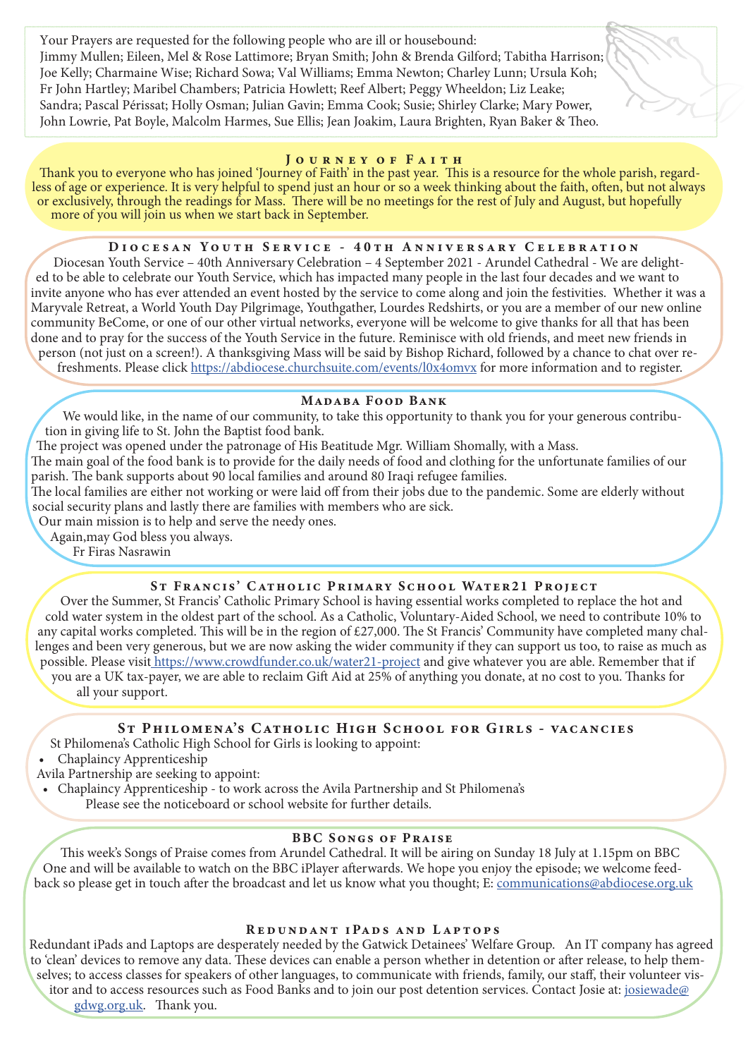Your Prayers are requested for the following people who are ill or housebound:
Jimmy Mullen; Eileen, Mel & Rose Lattimore; Bryan Smith; John & Brenda Gilford; Tabitha Harrison; Joe Kelly; Charmaine Wise; Richard Sowa; Val Williams; Emma Newton; Charley Lunn; Ursula Koh; Fr John Hartley; Maribel Chambers; Patricia Howlett; Reef Albert; Peggy Wheeldon; Liz Leake; Sandra; Pascal Périssat; Holly Osman; Julian Gavin; Emma Cook; Susie; Shirley Clarke; Mary Power, John Lowrie, Pat Boyle, Malcolm Harmes, Sue Ellis; Jean Joakim, Laura Brighten, Ryan Baker & Theo.

## Journey of Faith

Thank you to everyone who has joined 'Journey of Faith' in the past year. This is a resource for the whole parish, regardless of age or experience. It is very helpful to spend just an hour or so a week thinking about the faith, often, but not always or exclusively, through the readings for Mass. There will be no meetings for the rest of July and August, but hopefully more of you will join us when we start back in September.

## Diocesan Youth Service - 40th Anniversary Celebration

Diocesan Youth Service – 40th Anniversary Celebration – 4 September 2021 - Arundel Cathedral - We are delighted to be able to celebrate our Youth Service, which has impacted many people in the last four decades and we want to invite anyone who has ever attended an event hosted by the service to come along and join the festivities. Whether it was a Maryvale Retreat, a World Youth Day Pilgrimage, Youthgather, Lourdes Redshirts, or you are a member of our new online community BeCome, or one of our other virtual networks, everyone will be welcome to give thanks for all that has been done and to pray for the success of the Youth Service in the future. Reminisce with old friends, and meet new friends in person (not just on a screen!). A thanksgiving Mass will be said by Bishop Richard, followed by a chance to chat over refreshments. Please click https://abdiocese.churchsuite.com/events/l0x4omvx for more information and to register.

## Madaba Food Bank

We would like, in the name of our community, to take this opportunity to thank you for your generous contribution in giving life to St. John the Baptist food bank.

The project was opened under the patronage of His Beatitude Mgr. William Shomally, with a Mass.

The main goal of the food bank is to provide for the daily needs of food and clothing for the unfortunate families of our parish. The bank supports about 90 local families and around 80 Iraqi refugee families.

The local families are either not working or were laid off from their jobs due to the pandemic. Some are elderly without social security plans and lastly there are families with members who are sick.

Our main mission is to help and serve the needy ones.

Again,may God bless you always.

Fr Firas Nasrawin

## St Francis' Catholic Primary School Water21 Project

Over the Summer, St Francis' Catholic Primary School is having essential works completed to replace the hot and cold water system in the oldest part of the school. As a Catholic, Voluntary-Aided School, we need to contribute 10% to any capital works completed. This will be in the region of £27,000. The St Francis' Community have completed many challenges and been very generous, but we are now asking the wider community if they can support us too, to raise as much as possible. Please visit https://www.crowdfunder.co.uk/water21-project and give whatever you are able. Remember that if you are a UK tax-payer, we are able to reclaim Gift Aid at 25% of anything you donate, at no cost to you. Thanks for all your support.

## St Philomena's Catholic High School for Girls - vacancies

St Philomena's Catholic High School for Girls is looking to appoint:

- Chaplaincy Apprenticeship

Avila Partnership are seeking to appoint:

- Chaplaincy Apprenticeship - to work across the Avila Partnership and St Philomena's

Please see the noticeboard or school website for further details.

## BBC Songs of Praise

This week's Songs of Praise comes from Arundel Cathedral. It will be airing on Sunday 18 July at 1.15pm on BBC One and will be available to watch on the BBC iPlayer afterwards. We hope you enjoy the episode; we welcome feedback so please get in touch after the broadcast and let us know what you thought; E: communications@abdiocese.org.uk

## Redundant iPads and Laptops

Redundant iPads and Laptops are desperately needed by the Gatwick Detainees' Welfare Group. An IT company has agreed to 'clean' devices to remove any data. These devices can enable a person whether in detention or after release, to help themselves; to access classes for speakers of other languages, to communicate with friends, family, our staff, their volunteer visitor and to access resources such as Food Banks and to join our post detention services. Contact Josie at: josiewade@gdwg.org.uk. Thank you.